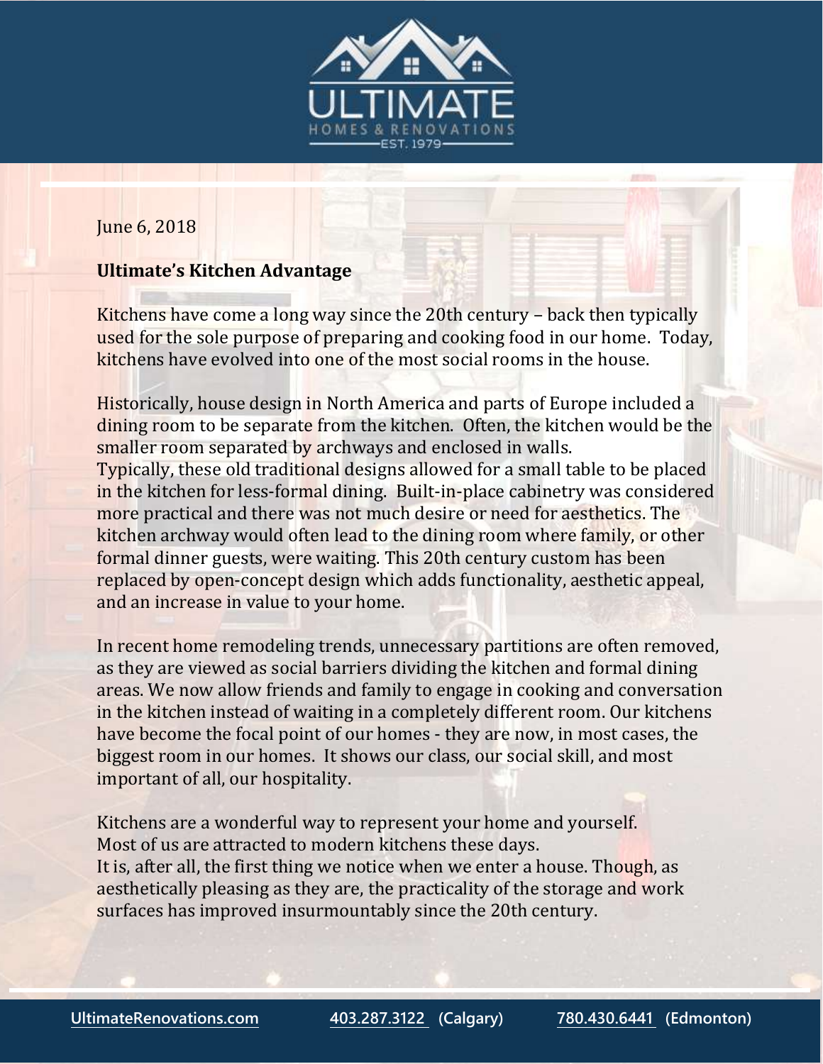June 6, 2018

**Ultimate's Kitchen Advantage**

Kitchens have come a long way since the 20th century – back then typically used for the sole purpose of preparing and cooking food in our home. Today, kitchens have evolved into one of the most social rooms in the house.

Historically, house design in North America and parts of Europe included a dining room to be separate from the kitchen. Often, the kitchen would be the smaller room separated by archways and enclosed in walls.
Typically, these old traditional designs allowed for a small table to be placed in the kitchen for less-formal dining. Built-in-place cabinetry was considered more practical and there was not much desire or need for aesthetics. The kitchen archway would often lead to the dining room where family, or other formal dinner guests, were waiting. This 20th century custom has been replaced by open-concept design which adds functionality, aesthetic appeal, and an increase in value to your home.

In recent home remodeling trends, unnecessary partitions are often removed, as they are viewed as social barriers dividing the kitchen and formal dining areas. We now allow friends and family to engage in cooking and conversation in the kitchen instead of waiting in a completely different room. Our kitchens have become the focal point of our homes - they are now, in most cases, the biggest room in our homes. It shows our class, our social skill, and most important of all, our hospitality.

Kitchens are a wonderful way to represent your home and yourself.
Most of us are attracted to modern kitchens these days.
It is, after all, the first thing we notice when we enter a house. Though, as aesthetically pleasing as they are, the practicality of the storage and work surfaces has improved insurmountably since the 20th century.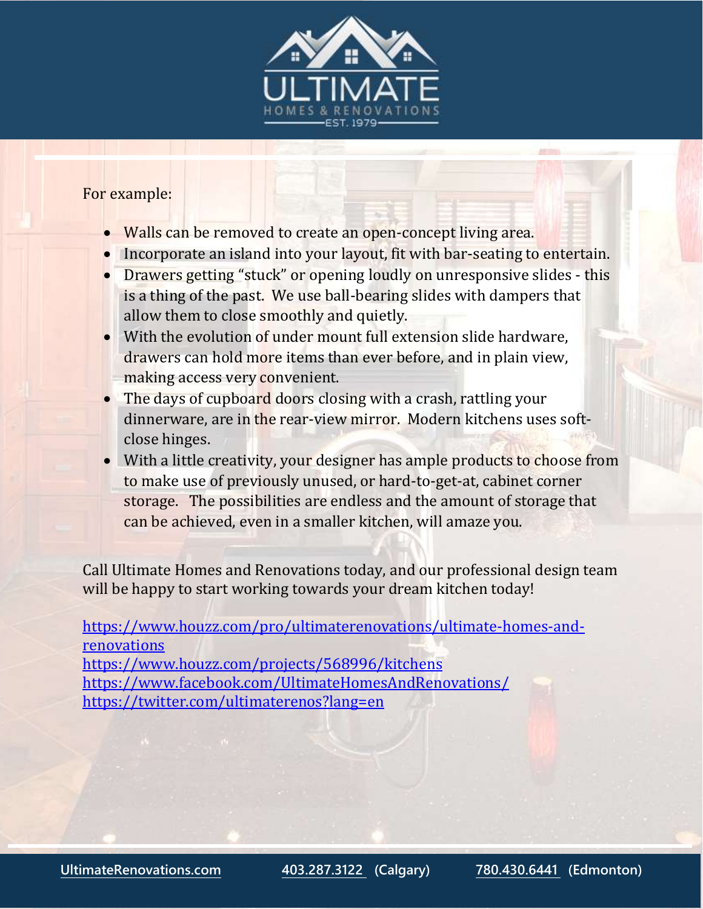For example:

- Walls can be removed to create an open-concept living area.
- Incorporate an island into your layout, fit with bar-seating to entertain.
- Drawers getting "stuck" or opening loudly on unresponsive slides - this is a thing of the past. We use ball-bearing slides with dampers that allow them to close smoothly and quietly.
- With the evolution of under mount full extension slide hardware, drawers can hold more items than ever before, and in plain view, making access very convenient.
- The days of cupboard doors closing with a crash, rattling your dinnerware, are in the rear-view mirror. Modern kitchens uses soft-close hinges.
- With a little creativity, your designer has ample products to choose from to make use of previously unused, or hard-to-get-at, cabinet corner storage. The possibilities are endless and the amount of storage that can be achieved, even in a smaller kitchen, will amaze you.

Call Ultimate Homes and Renovations today, and our professional design team will be happy to start working towards your dream kitchen today!

https://www.houzz.com/pro/ultimaterenovations/ultimate-homes-and-renovations
https://www.houzz.com/projects/568996/kitchens
https://www.facebook.com/UltimateHomesAndRenovations/
https://twitter.com/ultimaterenos?lang=en